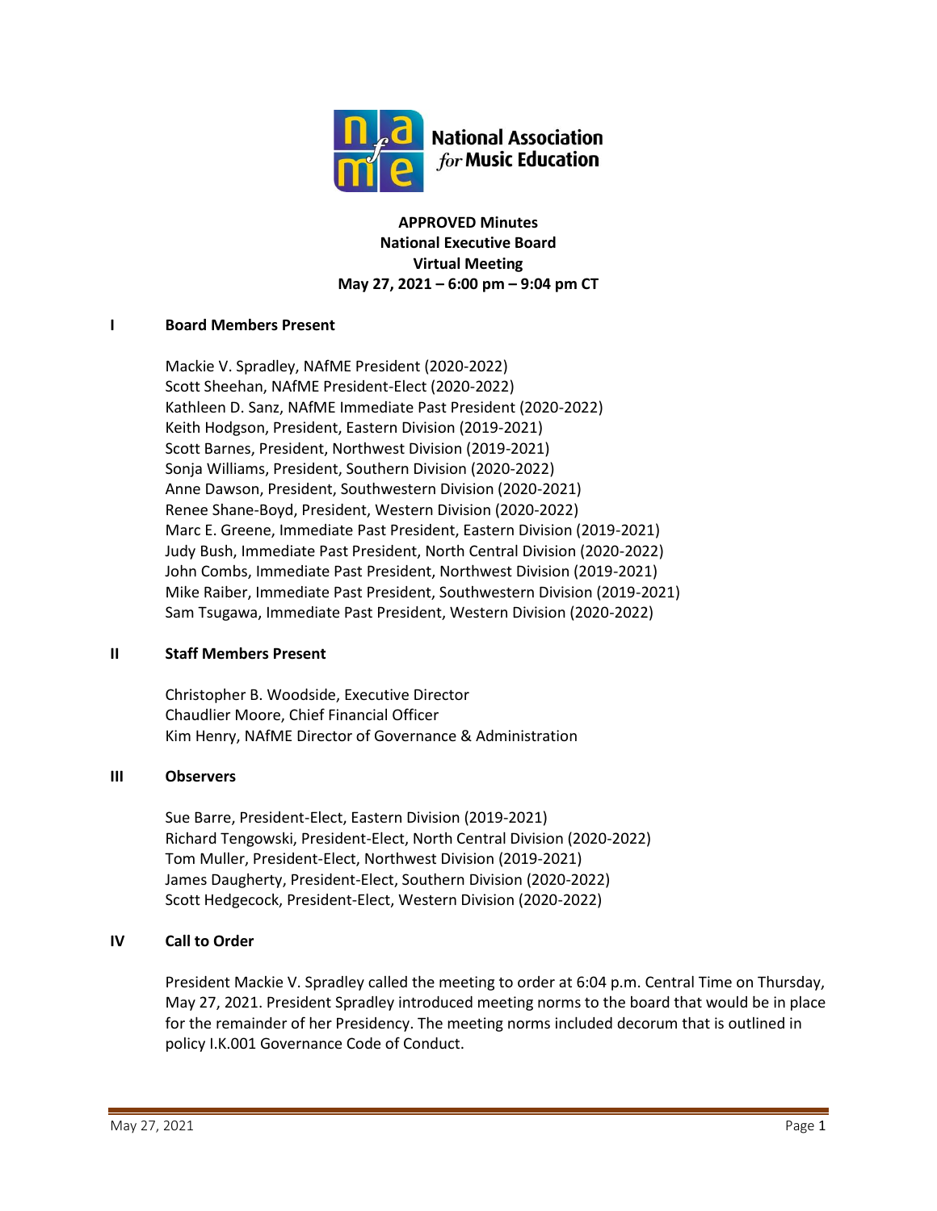National Association *for* Music Education

**APPROVED Minutes**
**National Executive Board**
**Virtual Meeting**
**May 27, 2021 – 6:00 pm – 9:04 pm CT**

## I Board Members Present

Mackie V. Spradley, NAfME President (2020-2022)
Scott Sheehan, NAfME President-Elect (2020-2022)
Kathleen D. Sanz, NAfME Immediate Past President (2020-2022)
Keith Hodgson, President, Eastern Division (2019-2021)
Scott Barnes, President, Northwest Division (2019-2021)
Sonja Williams, President, Southern Division (2020-2022)
Anne Dawson, President, Southwestern Division (2020-2021)
Renee Shane-Boyd, President, Western Division (2020-2022)
Marc E. Greene, Immediate Past President, Eastern Division (2019-2021)
Judy Bush, Immediate Past President, North Central Division (2020-2022)
John Combs, Immediate Past President, Northwest Division (2019-2021)
Mike Raiber, Immediate Past President, Southwestern Division (2019-2021)
Sam Tsugawa, Immediate Past President, Western Division (2020-2022)

## II Staff Members Present

Christopher B. Woodside, Executive Director
Chaudlier Moore, Chief Financial Officer
Kim Henry, NAfME Director of Governance & Administration

## III Observers

Sue Barre, President-Elect, Eastern Division (2019-2021)
Richard Tengowski, President-Elect, North Central Division (2020-2022)
Tom Muller, President-Elect, Northwest Division (2019-2021)
James Daugherty, President-Elect, Southern Division (2020-2022)
Scott Hedgecock, President-Elect, Western Division (2020-2022)

## IV Call to Order

President Mackie V. Spradley called the meeting to order at 6:04 p.m. Central Time on Thursday, May 27, 2021. President Spradley introduced meeting norms to the board that would be in place for the remainder of her Presidency. The meeting norms included decorum that is outlined in policy I.K.001 Governance Code of Conduct.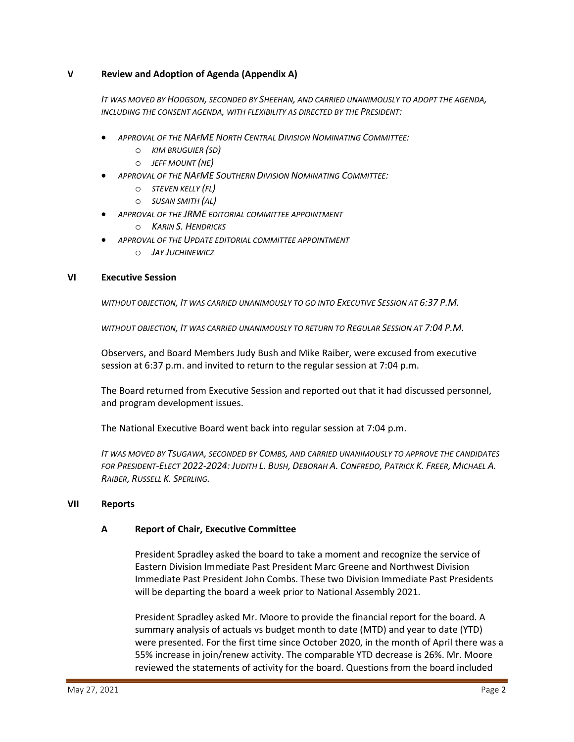## V Review and Adoption of Agenda (Appendix A)

*IT WAS MOVED BY HODGSON, SECONDED BY SHEEHAN, AND CARRIED UNANIMOUSLY TO ADOPT THE AGENDA, INCLUDING THE CONSENT AGENDA, WITH FLEXIBILITY AS DIRECTED BY THE PRESIDENT:*

- *APPROVAL OF THE NAFME NORTH CENTRAL DIVISION NOMINATING COMMITTEE:*
  - *KIM BRUGUIER (SD)*
  - *JEFF MOUNT (NE)*
- *APPROVAL OF THE NAFME SOUTHERN DIVISION NOMINATING COMMITTEE:*
  - *STEVEN KELLY (FL)*
  - *SUSAN SMITH (AL)*
- *APPROVAL OF THE JRME EDITORIAL COMMITTEE APPOINTMENT*
  - *KARIN S. HENDRICKS*
- *APPROVAL OF THE UPDATE EDITORIAL COMMITTEE APPOINTMENT*
  - *JAY JUCHINEWICZ*

## VI Executive Session

*WITHOUT OBJECTION, IT WAS CARRIED UNANIMOUSLY TO GO INTO EXECUTIVE SESSION AT 6:37 P.M.*

*WITHOUT OBJECTION, IT WAS CARRIED UNANIMOUSLY TO RETURN TO REGULAR SESSION AT 7:04 P.M.*

Observers, and Board Members Judy Bush and Mike Raiber, were excused from executive session at 6:37 p.m. and invited to return to the regular session at 7:04 p.m.

The Board returned from Executive Session and reported out that it had discussed personnel, and program development issues.

The National Executive Board went back into regular session at 7:04 p.m.

*IT WAS MOVED BY TSUGAWA, SECONDED BY COMBS, AND CARRIED UNANIMOUSLY TO APPROVE THE CANDIDATES FOR PRESIDENT-ELECT 2022-2024: JUDITH L. BUSH, DEBORAH A. CONFREDO, PATRICK K. FREER, MICHAEL A. RAIBER, RUSSELL K. SPERLING.*

## VII Reports

### A Report of Chair, Executive Committee

President Spradley asked the board to take a moment and recognize the service of Eastern Division Immediate Past President Marc Greene and Northwest Division Immediate Past President John Combs. These two Division Immediate Past Presidents will be departing the board a week prior to National Assembly 2021.

President Spradley asked Mr. Moore to provide the financial report for the board. A summary analysis of actuals vs budget month to date (MTD) and year to date (YTD) were presented. For the first time since October 2020, in the month of April there was a 55% increase in join/renew activity. The comparable YTD decrease is 26%. Mr. Moore reviewed the statements of activity for the board. Questions from the board included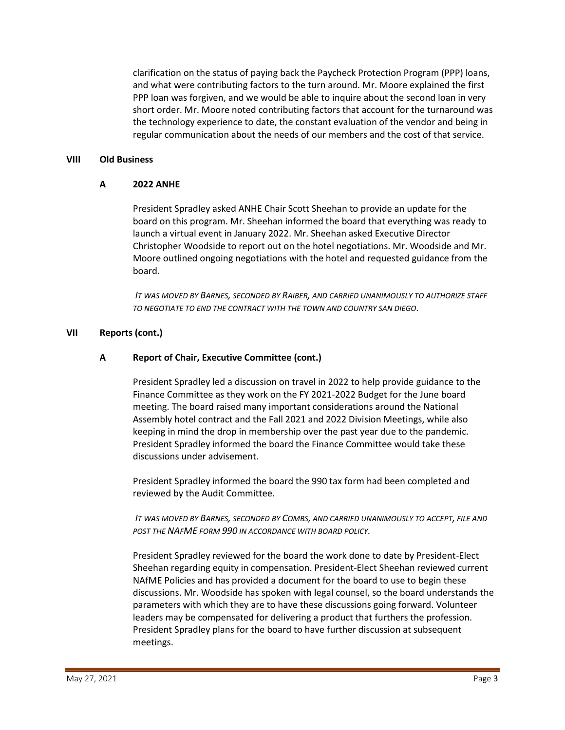clarification on the status of paying back the Paycheck Protection Program (PPP) loans, and what were contributing factors to the turn around. Mr. Moore explained the first PPP loan was forgiven, and we would be able to inquire about the second loan in very short order. Mr. Moore noted contributing factors that account for the turnaround was the technology experience to date, the constant evaluation of the vendor and being in regular communication about the needs of our members and the cost of that service.

## VIII Old Business

### A 2022 ANHE

President Spradley asked ANHE Chair Scott Sheehan to provide an update for the board on this program. Mr. Sheehan informed the board that everything was ready to launch a virtual event in January 2022. Mr. Sheehan asked Executive Director Christopher Woodside to report out on the hotel negotiations. Mr. Woodside and Mr. Moore outlined ongoing negotiations with the hotel and requested guidance from the board.

*IT WAS MOVED BY BARNES, SECONDED BY RAIBER, AND CARRIED UNANIMOUSLY TO AUTHORIZE STAFF TO NEGOTIATE TO END THE CONTRACT WITH THE TOWN AND COUNTRY SAN DIEGO.*

## VII Reports (cont.)

### A Report of Chair, Executive Committee (cont.)

President Spradley led a discussion on travel in 2022 to help provide guidance to the Finance Committee as they work on the FY 2021-2022 Budget for the June board meeting. The board raised many important considerations around the National Assembly hotel contract and the Fall 2021 and 2022 Division Meetings, while also keeping in mind the drop in membership over the past year due to the pandemic. President Spradley informed the board the Finance Committee would take these discussions under advisement.

President Spradley informed the board the 990 tax form had been completed and reviewed by the Audit Committee.

*IT WAS MOVED BY BARNES, SECONDED BY COMBS, AND CARRIED UNANIMOUSLY TO ACCEPT, FILE AND POST THE NAFME FORM 990 IN ACCORDANCE WITH BOARD POLICY.*

President Spradley reviewed for the board the work done to date by President-Elect Sheehan regarding equity in compensation. President-Elect Sheehan reviewed current NAfME Policies and has provided a document for the board to use to begin these discussions. Mr. Woodside has spoken with legal counsel, so the board understands the parameters with which they are to have these discussions going forward. Volunteer leaders may be compensated for delivering a product that furthers the profession. President Spradley plans for the board to have further discussion at subsequent meetings.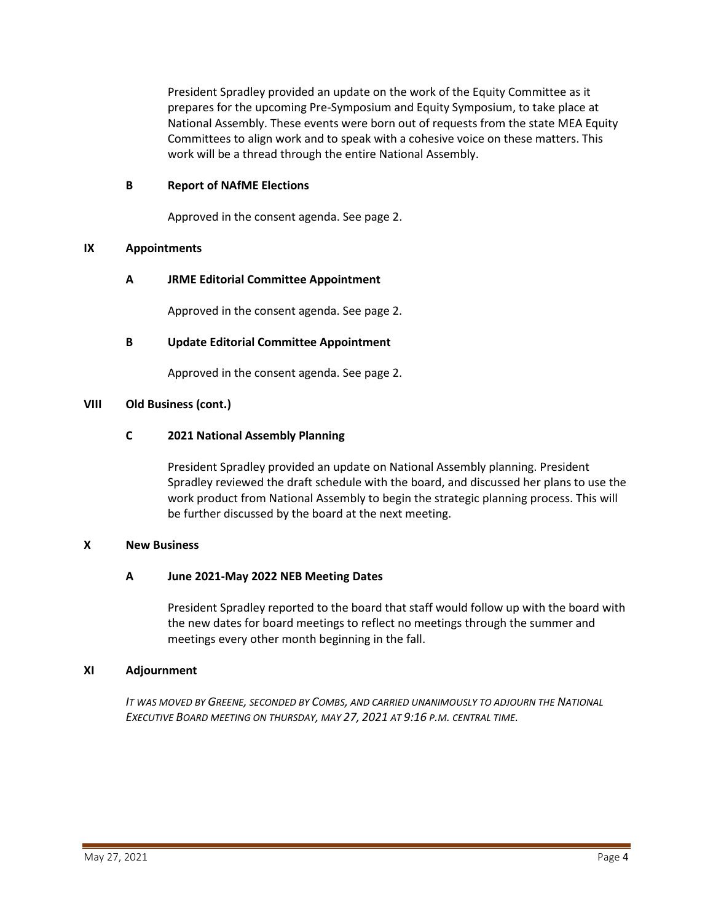President Spradley provided an update on the work of the Equity Committee as it prepares for the upcoming Pre-Symposium and Equity Symposium, to take place at National Assembly. These events were born out of requests from the state MEA Equity Committees to align work and to speak with a cohesive voice on these matters. This work will be a thread through the entire National Assembly.

### B Report of NAfME Elections

Approved in the consent agenda. See page 2.

## IX Appointments

### A JRME Editorial Committee Appointment

Approved in the consent agenda. See page 2.

### B Update Editorial Committee Appointment

Approved in the consent agenda. See page 2.

## VIII Old Business (cont.)

### C 2021 National Assembly Planning

President Spradley provided an update on National Assembly planning. President Spradley reviewed the draft schedule with the board, and discussed her plans to use the work product from National Assembly to begin the strategic planning process. This will be further discussed by the board at the next meeting.

## X New Business

### A June 2021-May 2022 NEB Meeting Dates

President Spradley reported to the board that staff would follow up with the board with the new dates for board meetings to reflect no meetings through the summer and meetings every other month beginning in the fall.

## XI Adjournment

*It was moved by Greene, seconded by Combs, and carried unanimously to adjourn the National Executive Board meeting on Thursday, May 27, 2021 at 9:16 p.m. central time.*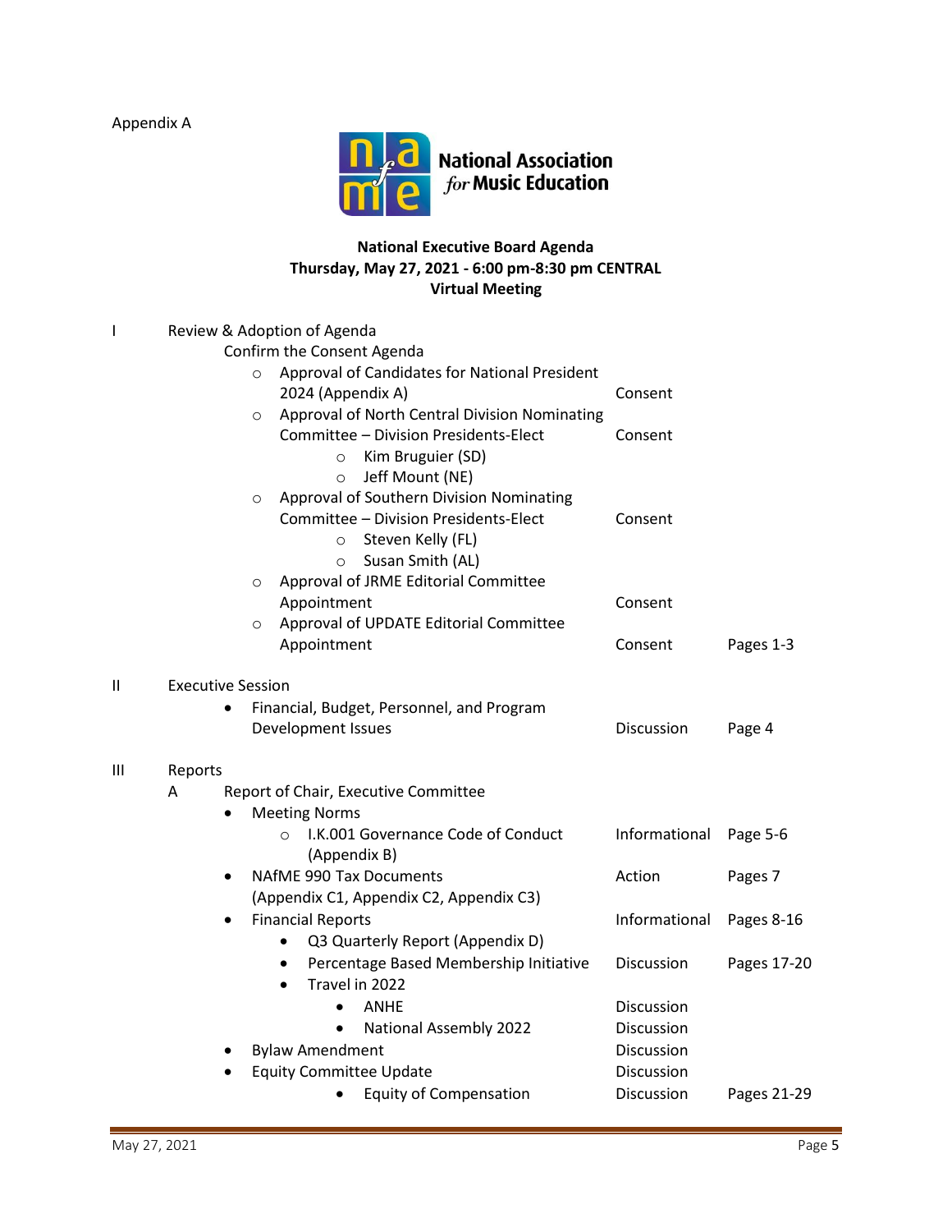Appendix A

National Association for Music Education

**National Executive Board Agenda**
**Thursday, May 27, 2021 - 6:00 pm-8:30 pm CENTRAL**
**Virtual Meeting**

| | | | |
|---|---|---|---|
| I | Review & Adoption of Agenda | | |
| | Confirm the Consent Agenda | | |
| | ○ Approval of Candidates for National President 2024 (Appendix A) | Consent | |
| | ○ Approval of North Central Division Nominating Committee – Division Presidents-Elect | Consent | |
| | ○ Kim Bruguier (SD) | | |
| | ○ Jeff Mount (NE) | | |
| | ○ Approval of Southern Division Nominating Committee – Division Presidents-Elect | Consent | |
| | ○ Steven Kelly (FL) | | |
| | ○ Susan Smith (AL) | | |
| | ○ Approval of JRME Editorial Committee Appointment | Consent | |
| | ○ Approval of UPDATE Editorial Committee Appointment | Consent | Pages 1-3 |
| II | Executive Session | | |
| | • Financial, Budget, Personnel, and Program Development Issues | Discussion | Page 4 |
| III | Reports | | |
| | A Report of Chair, Executive Committee | | |
| | • Meeting Norms | | |
| | ○ I.K.001 Governance Code of Conduct (Appendix B) | Informational | Page 5-6 |
| | • NAfME 990 Tax Documents (Appendix C1, Appendix C2, Appendix C3) | Action | Pages 7 |
| | • Financial Reports | Informational | Pages 8-16 |
| | • Q3 Quarterly Report (Appendix D) | | |
| | • Percentage Based Membership Initiative | Discussion | Pages 17-20 |
| | • Travel in 2022 | | |
| | • ANHE | Discussion | |
| | • National Assembly 2022 | Discussion | |
| | • Bylaw Amendment | Discussion | |
| | • Equity Committee Update | Discussion | |
| | • Equity of Compensation | Discussion | Pages 21-29 |

May 27, 2021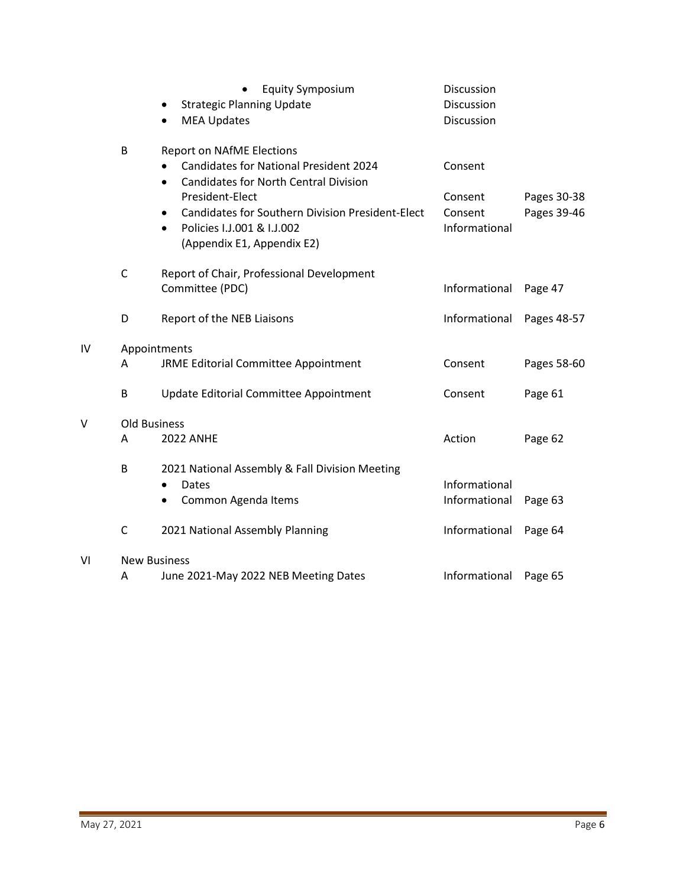| | | | | |
|---|---|---|---|---|
| | | • Equity Symposium | Discussion | |
| | | • Strategic Planning Update | Discussion | |
| | | • MEA Updates | Discussion | |
| | B | Report on NAfME Elections | | |
| | | • Candidates for National President 2024 | Consent | |
| | | • Candidates for North Central Division President-Elect | Consent | Pages 30-38 |
| | | • Candidates for Southern Division President-Elect | Consent | Pages 39-46 |
| | | • Policies I.J.001 & I.J.002 (Appendix E1, Appendix E2) | Informational | |
| | C | Report of Chair, Professional Development Committee (PDC) | Informational | Page 47 |
| | D | Report of the NEB Liaisons | Informational | Pages 48-57 |
| IV | Appointments | | | |
| | A | JRME Editorial Committee Appointment | Consent | Pages 58-60 |
| | B | Update Editorial Committee Appointment | Consent | Page 61 |
| V | Old Business | | | |
| | A | 2022 ANHE | Action | Page 62 |
| | B | 2021 National Assembly & Fall Division Meeting | | |
| | | • Dates | Informational | |
| | | • Common Agenda Items | Informational | Page 63 |
| | C | 2021 National Assembly Planning | Informational | Page 64 |
| VI | New Business | | | |
| | A | June 2021-May 2022 NEB Meeting Dates | Informational | Page 65 |

May 27, 2021